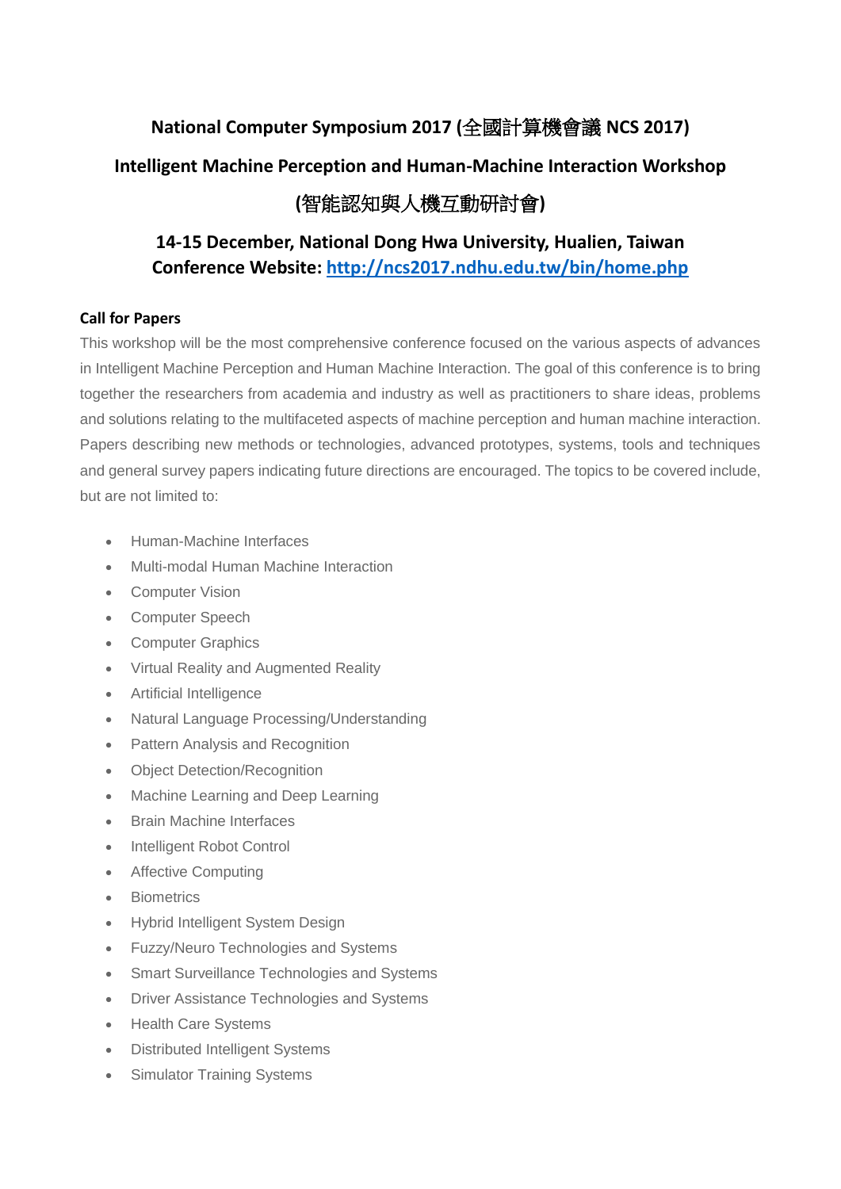# National Computer Symposium 2017 (全國計算機會議 NCS 2017)

## Intelligent Machine Perception and Human-Machine Interaction Workshop

## (智能認知與人機互動研討會)

### 14-15 December, National Dong Hwa University, Hualien, Taiwan
### Conference Website: [http://ncs2017.ndhu.edu.tw/bin/home.php](http://ncs2017.ndhu.edu.tw/bin/home.php)

**Call for Papers**

This workshop will be the most comprehensive conference focused on the various aspects of advances in Intelligent Machine Perception and Human Machine Interaction. The goal of this conference is to bring together the researchers from academia and industry as well as practitioners to share ideas, problems and solutions relating to the multifaceted aspects of machine perception and human machine interaction. Papers describing new methods or technologies, advanced prototypes, systems, tools and techniques and general survey papers indicating future directions are encouraged. The topics to be covered include, but are not limited to:

- Human-Machine Interfaces
- Multi-modal Human Machine Interaction
- Computer Vision
- Computer Speech
- Computer Graphics
- Virtual Reality and Augmented Reality
- Artificial Intelligence
- Natural Language Processing/Understanding
- Pattern Analysis and Recognition
- Object Detection/Recognition
- Machine Learning and Deep Learning
- Brain Machine Interfaces
- Intelligent Robot Control
- Affective Computing
- Biometrics
- Hybrid Intelligent System Design
- Fuzzy/Neuro Technologies and Systems
- Smart Surveillance Technologies and Systems
- Driver Assistance Technologies and Systems
- Health Care Systems
- Distributed Intelligent Systems
- Simulator Training Systems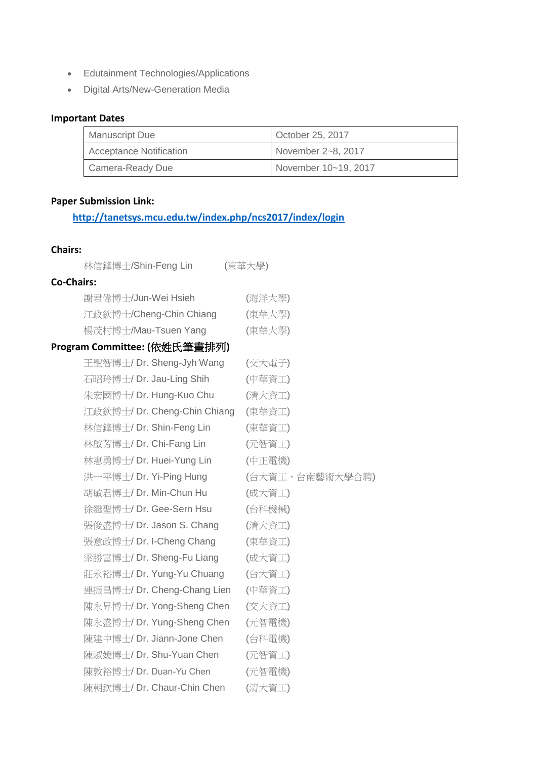- Edutainment Technologies/Applications
- Digital Arts/New-Generation Media

**Important Dates**

| Manuscript Due | October 25, 2017 |
|---|---|
| Acceptance Notification | November 2~8, 2017 |
| Camera-Ready Due | November 10~19, 2017 |

**Paper Submission Link:**

http://tanetsys.mcu.edu.tw/index.php/ncs2017/index/login

**Chairs:**

林信鋒博士/Shin-Feng Lin (東華大學)

**Co-Chairs:**

謝君偉博士/Jun-Wei Hsieh (海洋大學)
江政欽博士/Cheng-Chin Chiang (東華大學)
楊茂村博士/Mau-Tsuen Yang (東華大學)

**Program Committee: (依姓氏筆畫排列)**

王聖智博士/ Dr. Sheng-Jyh Wang (交大電子)
石昭玲博士/ Dr. Jau-Ling Shih (中華資工)
朱宏國博士/ Dr. Hung-Kuo Chu (清大資工)
江政欽博士/ Dr. Cheng-Chin Chiang (東華資工)
林信鋒博士/ Dr. Shin-Feng Lin (東華資工)
林啟芳博士/ Dr. Chi-Fang Lin (元智資工)
林惠勇博士/ Dr. Huei-Yung Lin (中正電機)
洪一平博士/ Dr. Yi-Ping Hung (台大資工、台南藝術大學合聘)
胡敏君博士/ Dr. Min-Chun Hu (成大資工)
徐繼聖博士/ Dr. Gee-Sern Hsu (台科機械)
張俊盛博士/ Dr. Jason S. Chang (清大資工)
張意政博士/ Dr. I-Cheng Chang (東華資工)
梁勝富博士/ Dr. Sheng-Fu Liang (成大資工)
莊永裕博士/ Dr. Yung-Yu Chuang (台大資工)
連振昌博士/ Dr. Cheng-Chang Lien (中華資工)
陳永昇博士/ Dr. Yong-Sheng Chen (交大資工)
陳永盛博士/ Dr. Yung-Sheng Chen (元智電機)
陳建中博士/ Dr. Jiann-Jone Chen (台科電機)
陳淑媛博士/ Dr. Shu-Yuan Chen (元智資工)
陳敦裕博士/ Dr. Duan-Yu Chen (元智電機)
陳朝欽博士/ Dr. Chaur-Chin Chen (清大資工)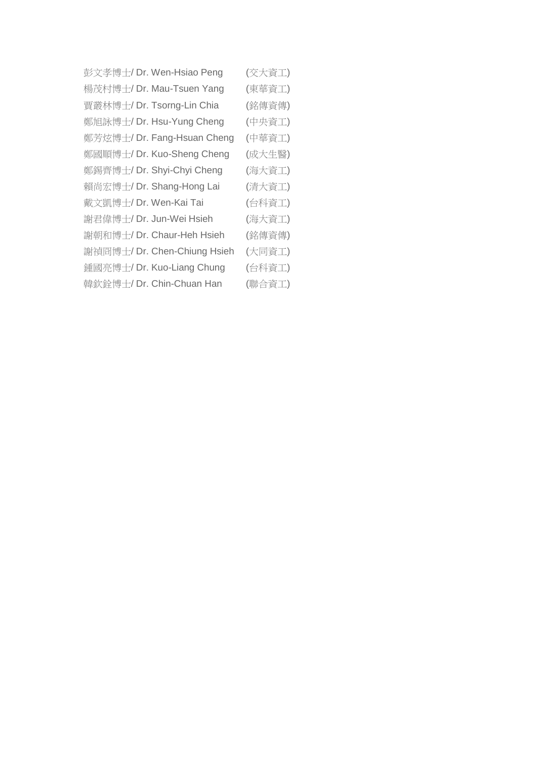彭文孝博士/ Dr. Wen-Hsiao Peng (交大資工)
楊茂村博士/ Dr. Mau-Tsuen Yang (東華資工)
賈叢林博士/ Dr. Tsorng-Lin Chia (銘傳資傳)
鄭旭詠博士/ Dr. Hsu-Yung Cheng (中央資工)
鄭芳炫博士/ Dr. Fang-Hsuan Cheng (中華資工)
鄭國順博士/ Dr. Kuo-Sheng Cheng (成大生醫)
鄭錫齊博士/ Dr. Shyi-Chyi Cheng (海大資工)
賴尚宏博士/ Dr. Shang-Hong Lai (清大資工)
戴文凱博士/ Dr. Wen-Kai Tai (台科資工)
謝君偉博士/ Dr. Jun-Wei Hsieh (海大資工)
謝朝和博士/ Dr. Chaur-Heh Hsieh (銘傳資傳)
謝禎冏博士/ Dr. Chen-Chiung Hsieh (大同資工)
鍾國亮博士/ Dr. Kuo-Liang Chung (台科資工)
韓欽銓博士/ Dr. Chin-Chuan Han (聯合資工)